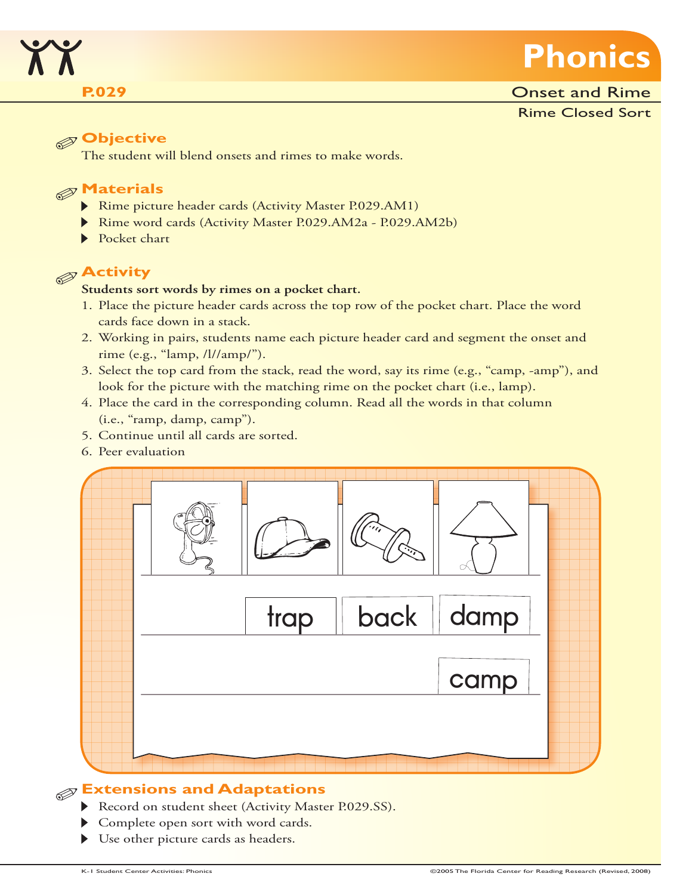# Phonics

**P.029**

## Onset and Rime

### Rime Closed Sort

## Objective

The student will blend onsets and rimes to make words.

## Materials

- Rime picture header cards (Activity Master P.029.AM1)
- Rime word cards (Activity Master P.029.AM2a - P.029.AM2b)
- Pocket chart

## Activity

**Students sort words by rimes on a pocket chart.**

1. Place the picture header cards across the top row of the pocket chart. Place the word cards face down in a stack.
2. Working in pairs, students name each picture header card and segment the onset and rime (e.g., "lamp, /l//amp/").
3. Select the top card from the stack, read the word, say its rime (e.g., "camp, -amp"), and look for the picture with the matching rime on the pocket chart (i.e., lamp).
4. Place the card in the corresponding column. Read all the words in that column (i.e., "ramp, damp, camp").
5. Continue until all cards are sorted.
6. Peer evaluation

trap | back | damp

camp

## Extensions and Adaptations

- Record on student sheet (Activity Master P.029.SS).
- Complete open sort with word cards.
- Use other picture cards as headers.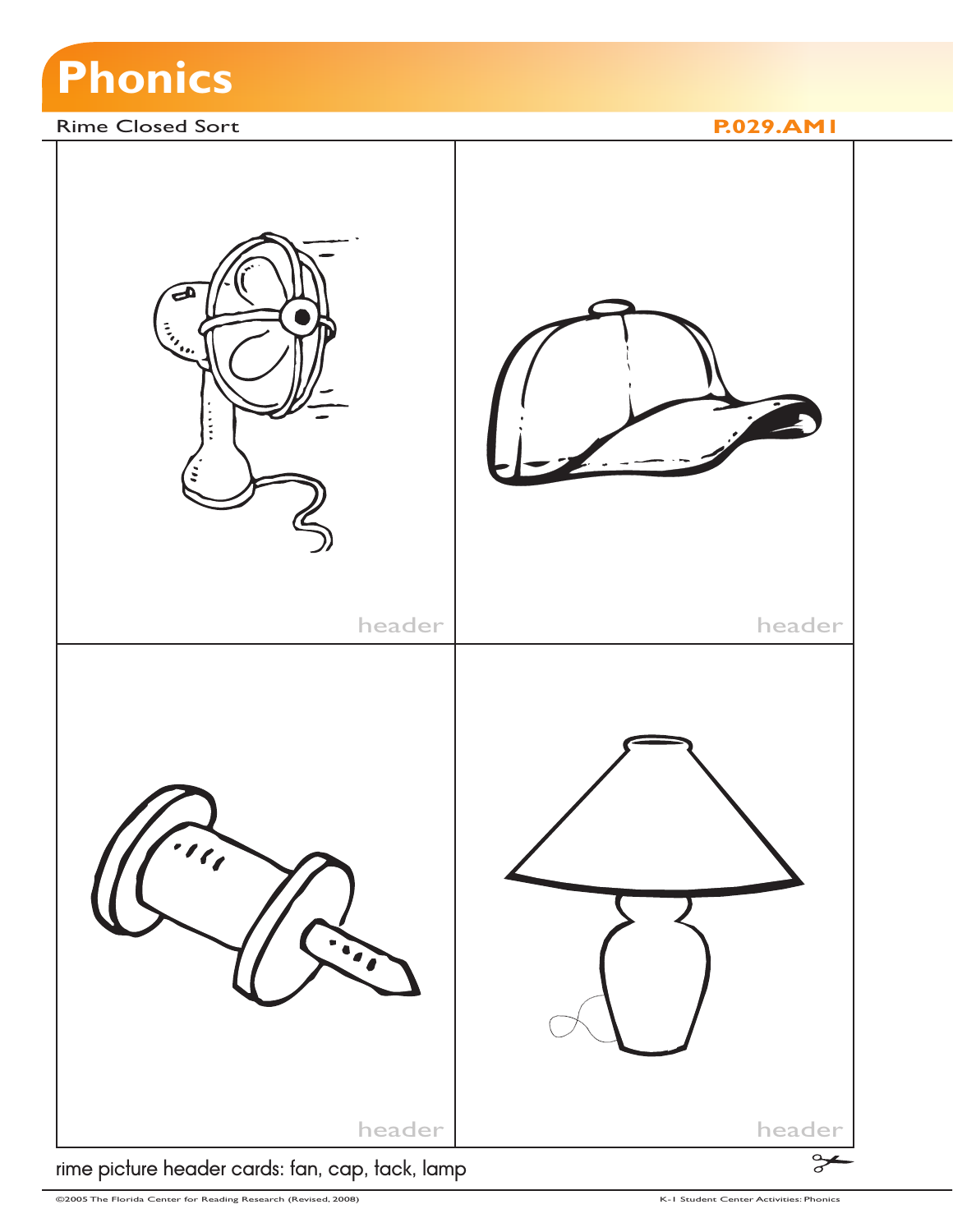# Phonics

Rime Closed Sort

**P.029.AM1**

| header | header |
|---|---|
| header | header |

rime picture header cards: fan, cap, tack, lamp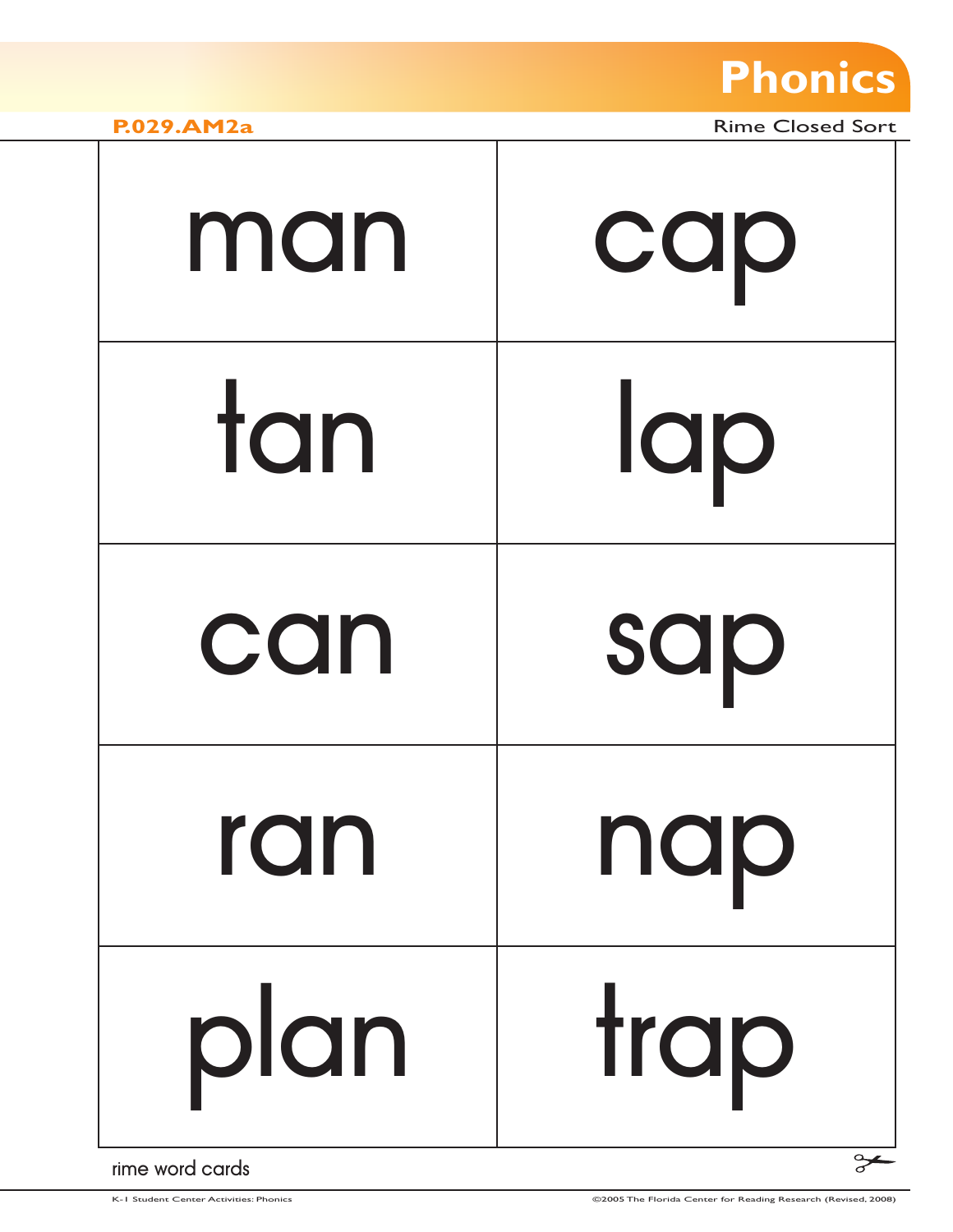# Phonics

**P.029.AM2a** Rime Closed Sort

| | |
|---|---|
| man | cap |
| tan | lap |
| can | sap |
| ran | nap |
| plan | trap |

rime word cards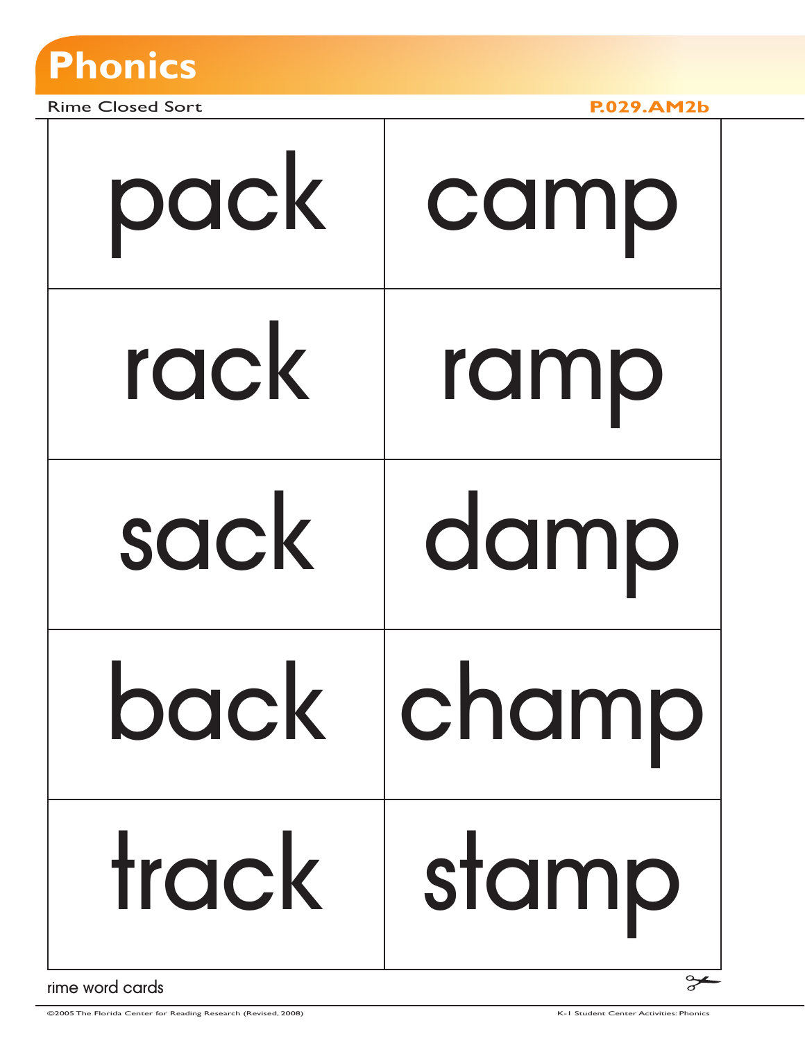# Phonics

Rime Closed Sort **P.029.AM2b**

| | |
|---|---|
| pack | camp |
| rack | ramp |
| sack | damp |
| back | champ |
| track | stamp |

rime word cards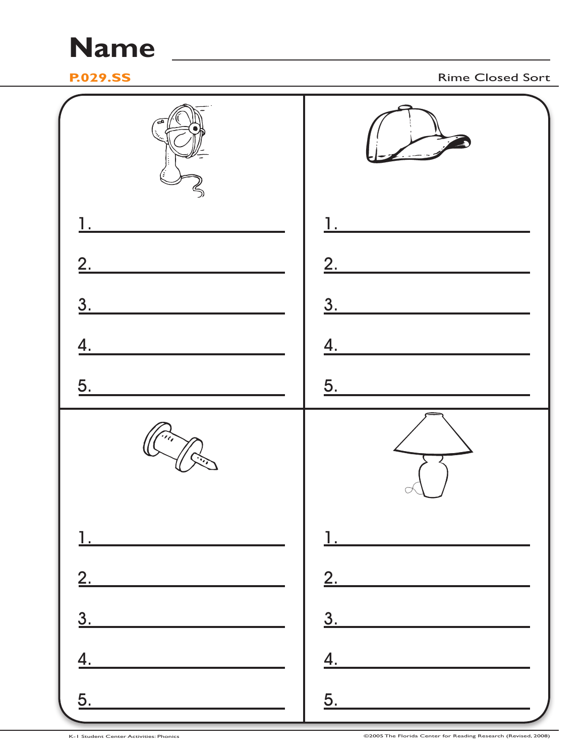# Name ______________________________

**P.029.SS**

Rime Closed Sort

| | |
|---|---|
| 1. ______ | 1. ______ |
| 2. ______ | 2. ______ |
| 3. ______ | 3. ______ |
| 4. ______ | 4. ______ |
| 5. ______ | 5. ______ |

| | |
|---|---|
| 1. ______ | 1. ______ |
| 2. ______ | 2. ______ |
| 3. ______ | 3. ______ |
| 4. ______ | 4. ______ |
| 5. ______ | 5. ______ |